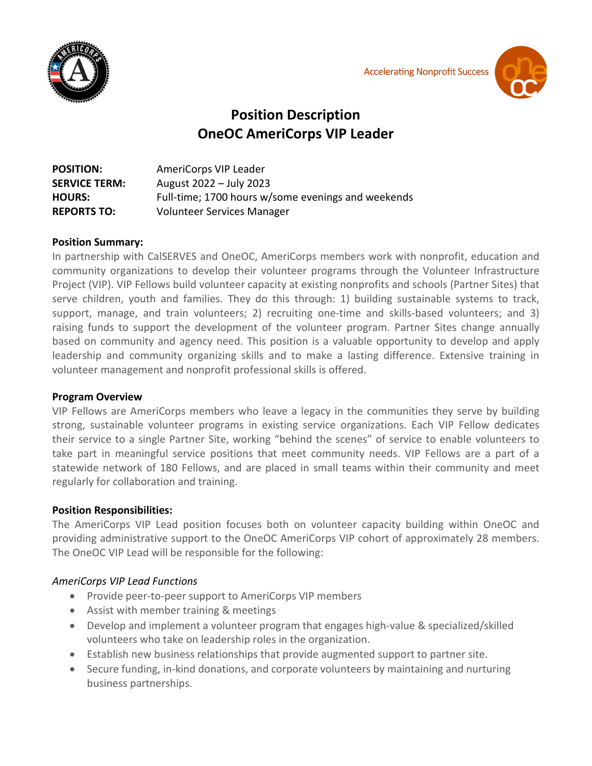Accelerating Nonprofit Success

# Position Description
# OneOC AmeriCorps VIP Leader

**POSITION:** AmeriCorps VIP Leader
**SERVICE TERM:** August 2022 – July 2023
**HOURS:** Full-time; 1700 hours w/some evenings and weekends
**REPORTS TO:** Volunteer Services Manager

**Position Summary:**
In partnership with CalSERVES and OneOC, AmeriCorps members work with nonprofit, education and community organizations to develop their volunteer programs through the Volunteer Infrastructure Project (VIP). VIP Fellows build volunteer capacity at existing nonprofits and schools (Partner Sites) that serve children, youth and families. They do this through: 1) building sustainable systems to track, support, manage, and train volunteers; 2) recruiting one-time and skills-based volunteers; and 3) raising funds to support the development of the volunteer program. Partner Sites change annually based on community and agency need. This position is a valuable opportunity to develop and apply leadership and community organizing skills and to make a lasting difference. Extensive training in volunteer management and nonprofit professional skills is offered.

**Program Overview**
VIP Fellows are AmeriCorps members who leave a legacy in the communities they serve by building strong, sustainable volunteer programs in existing service organizations. Each VIP Fellow dedicates their service to a single Partner Site, working "behind the scenes" of service to enable volunteers to take part in meaningful service positions that meet community needs. VIP Fellows are a part of a statewide network of 180 Fellows, and are placed in small teams within their community and meet regularly for collaboration and training.

**Position Responsibilities:**
The AmeriCorps VIP Lead position focuses both on volunteer capacity building within OneOC and providing administrative support to the OneOC AmeriCorps VIP cohort of approximately 28 members. The OneOC VIP Lead will be responsible for the following:

*AmeriCorps VIP Lead Functions*

- Provide peer-to-peer support to AmeriCorps VIP members
- Assist with member training & meetings
- Develop and implement a volunteer program that engages high-value & specialized/skilled volunteers who take on leadership roles in the organization.
- Establish new business relationships that provide augmented support to partner site.
- Secure funding, in-kind donations, and corporate volunteers by maintaining and nurturing business partnerships.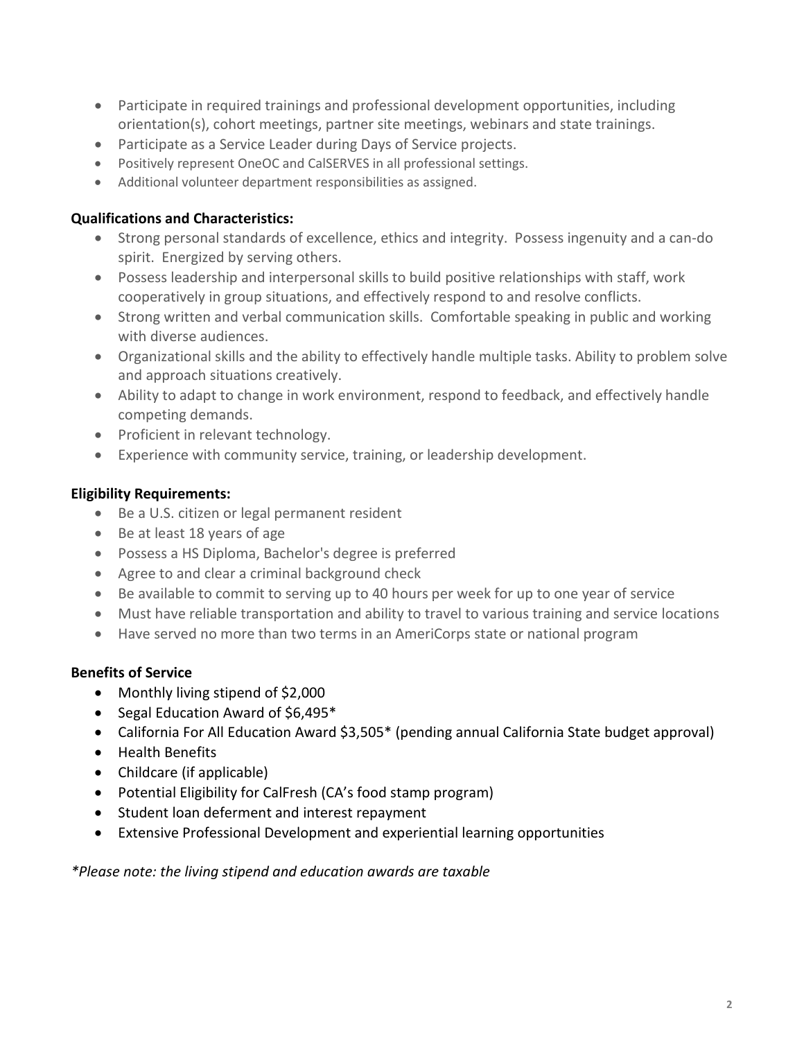- Participate in required trainings and professional development opportunities, including orientation(s), cohort meetings, partner site meetings, webinars and state trainings.
- Participate as a Service Leader during Days of Service projects.
- Positively represent OneOC and CalSERVES in all professional settings.
- Additional volunteer department responsibilities as assigned.

**Qualifications and Characteristics:**

- Strong personal standards of excellence, ethics and integrity. Possess ingenuity and a can-do spirit. Energized by serving others.
- Possess leadership and interpersonal skills to build positive relationships with staff, work cooperatively in group situations, and effectively respond to and resolve conflicts.
- Strong written and verbal communication skills. Comfortable speaking in public and working with diverse audiences.
- Organizational skills and the ability to effectively handle multiple tasks. Ability to problem solve and approach situations creatively.
- Ability to adapt to change in work environment, respond to feedback, and effectively handle competing demands.
- Proficient in relevant technology.
- Experience with community service, training, or leadership development.

**Eligibility Requirements:**

- Be a U.S. citizen or legal permanent resident
- Be at least 18 years of age
- Possess a HS Diploma, Bachelor's degree is preferred
- Agree to and clear a criminal background check
- Be available to commit to serving up to 40 hours per week for up to one year of service
- Must have reliable transportation and ability to travel to various training and service locations
- Have served no more than two terms in an AmeriCorps state or national program

**Benefits of Service**

- Monthly living stipend of $2,000
- Segal Education Award of $6,495*
- California For All Education Award $3,505* (pending annual California State budget approval)
- Health Benefits
- Childcare (if applicable)
- Potential Eligibility for CalFresh (CA's food stamp program)
- Student loan deferment and interest repayment
- Extensive Professional Development and experiential learning opportunities

*\*Please note: the living stipend and education awards are taxable*